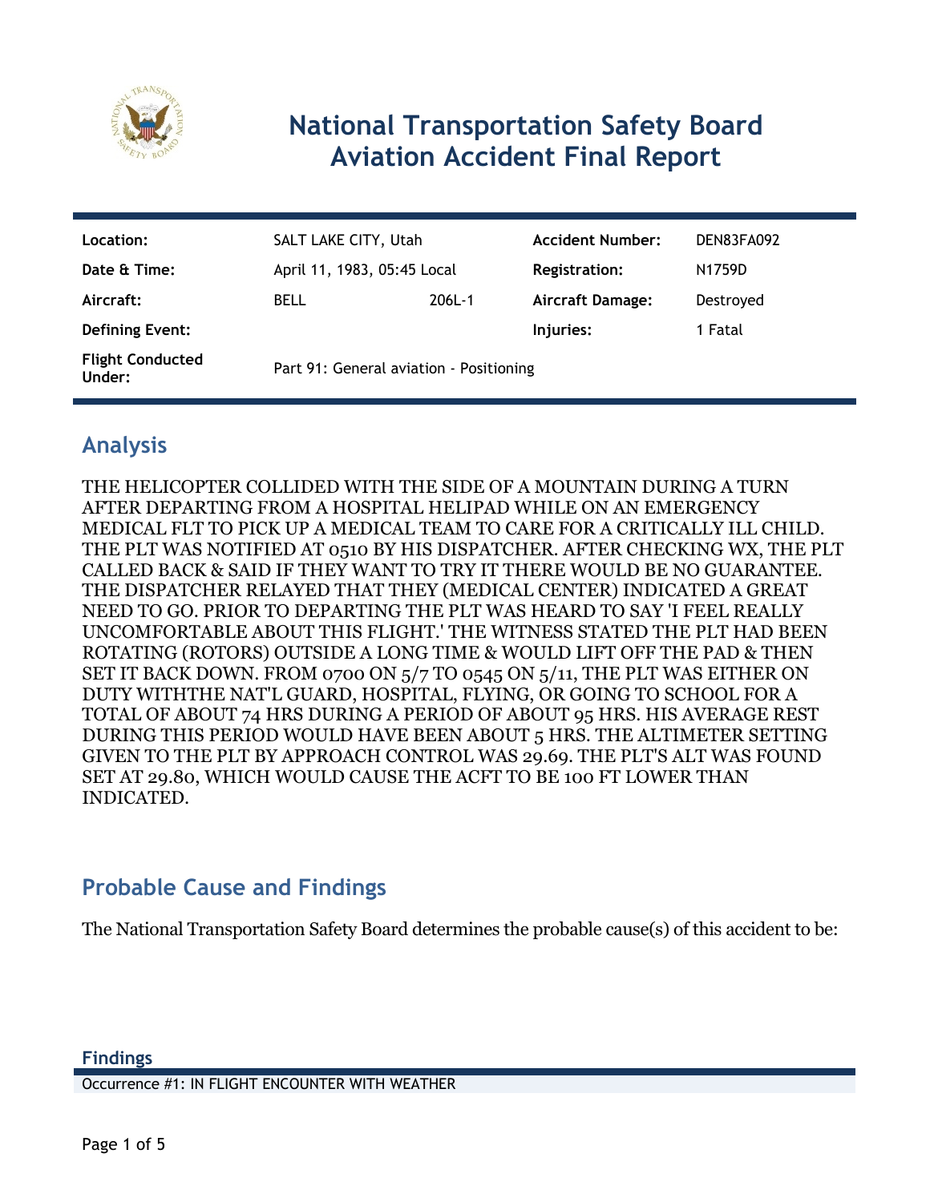# National Transportation Safety Board Aviation Accident Final Report

| | | | | |
|---|---|---|---|---|
| **Location:** | SALT LAKE CITY, Utah | | **Accident Number:** | DEN83FA092 |
| **Date & Time:** | April 11, 1983, 05:45 Local | | **Registration:** | N1759D |
| **Aircraft:** | BELL | 206L-1 | **Aircraft Damage:** | Destroyed |
| **Defining Event:** | | | **Injuries:** | 1 Fatal |
| **Flight Conducted Under:** | Part 91: General aviation - Positioning | | | |

## Analysis

THE HELICOPTER COLLIDED WITH THE SIDE OF A MOUNTAIN DURING A TURN AFTER DEPARTING FROM A HOSPITAL HELIPAD WHILE ON AN EMERGENCY MEDICAL FLT TO PICK UP A MEDICAL TEAM TO CARE FOR A CRITICALLY ILL CHILD. THE PLT WAS NOTIFIED AT 0510 BY HIS DISPATCHER. AFTER CHECKING WX, THE PLT CALLED BACK & SAID IF THEY WANT TO TRY IT THERE WOULD BE NO GUARANTEE. THE DISPATCHER RELAYED THAT THEY (MEDICAL CENTER) INDICATED A GREAT NEED TO GO. PRIOR TO DEPARTING THE PLT WAS HEARD TO SAY 'I FEEL REALLY UNCOMFORTABLE ABOUT THIS FLIGHT.' THE WITNESS STATED THE PLT HAD BEEN ROTATING (ROTORS) OUTSIDE A LONG TIME & WOULD LIFT OFF THE PAD & THEN SET IT BACK DOWN. FROM 0700 ON 5/7 TO 0545 ON 5/11, THE PLT WAS EITHER ON DUTY WITHTHE NAT'L GUARD, HOSPITAL, FLYING, OR GOING TO SCHOOL FOR A TOTAL OF ABOUT 74 HRS DURING A PERIOD OF ABOUT 95 HRS. HIS AVERAGE REST DURING THIS PERIOD WOULD HAVE BEEN ABOUT 5 HRS. THE ALTIMETER SETTING GIVEN TO THE PLT BY APPROACH CONTROL WAS 29.69. THE PLT'S ALT WAS FOUND SET AT 29.80, WHICH WOULD CAUSE THE ACFT TO BE 100 FT LOWER THAN INDICATED.

## Probable Cause and Findings

The National Transportation Safety Board determines the probable cause(s) of this accident to be:

### Findings

Occurrence #1: IN FLIGHT ENCOUNTER WITH WEATHER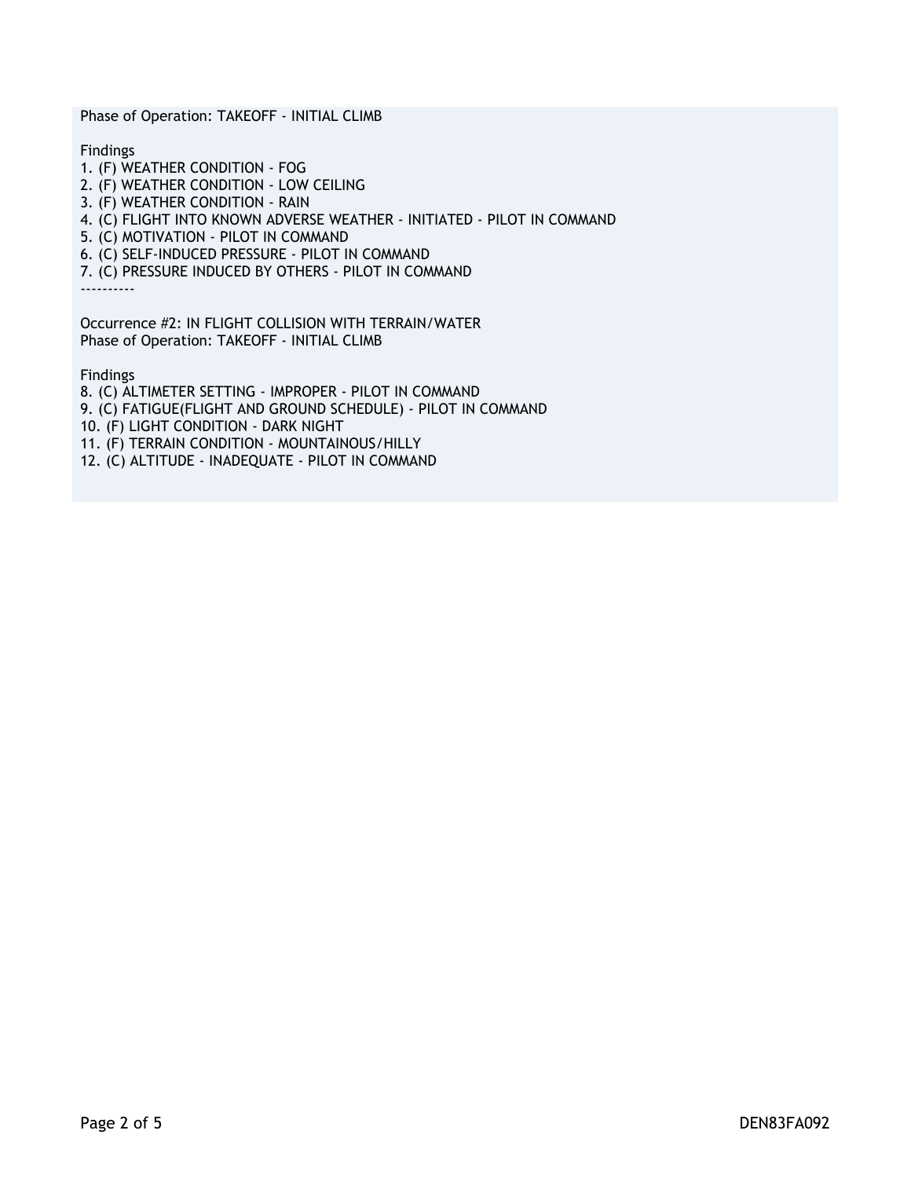Phase of Operation: TAKEOFF - INITIAL CLIMB

Findings

1. (F) WEATHER CONDITION - FOG
2. (F) WEATHER CONDITION - LOW CEILING
3. (F) WEATHER CONDITION - RAIN
4. (C) FLIGHT INTO KNOWN ADVERSE WEATHER - INITIATED - PILOT IN COMMAND
5. (C) MOTIVATION - PILOT IN COMMAND
6. (C) SELF-INDUCED PRESSURE - PILOT IN COMMAND
7. (C) PRESSURE INDUCED BY OTHERS - PILOT IN COMMAND

----------

Occurrence #2: IN FLIGHT COLLISION WITH TERRAIN/WATER
Phase of Operation: TAKEOFF - INITIAL CLIMB

Findings

8. (C) ALTIMETER SETTING - IMPROPER - PILOT IN COMMAND
9. (C) FATIGUE(FLIGHT AND GROUND SCHEDULE) - PILOT IN COMMAND
10. (F) LIGHT CONDITION - DARK NIGHT
11. (F) TERRAIN CONDITION - MOUNTAINOUS/HILLY
12. (C) ALTITUDE - INADEQUATE - PILOT IN COMMAND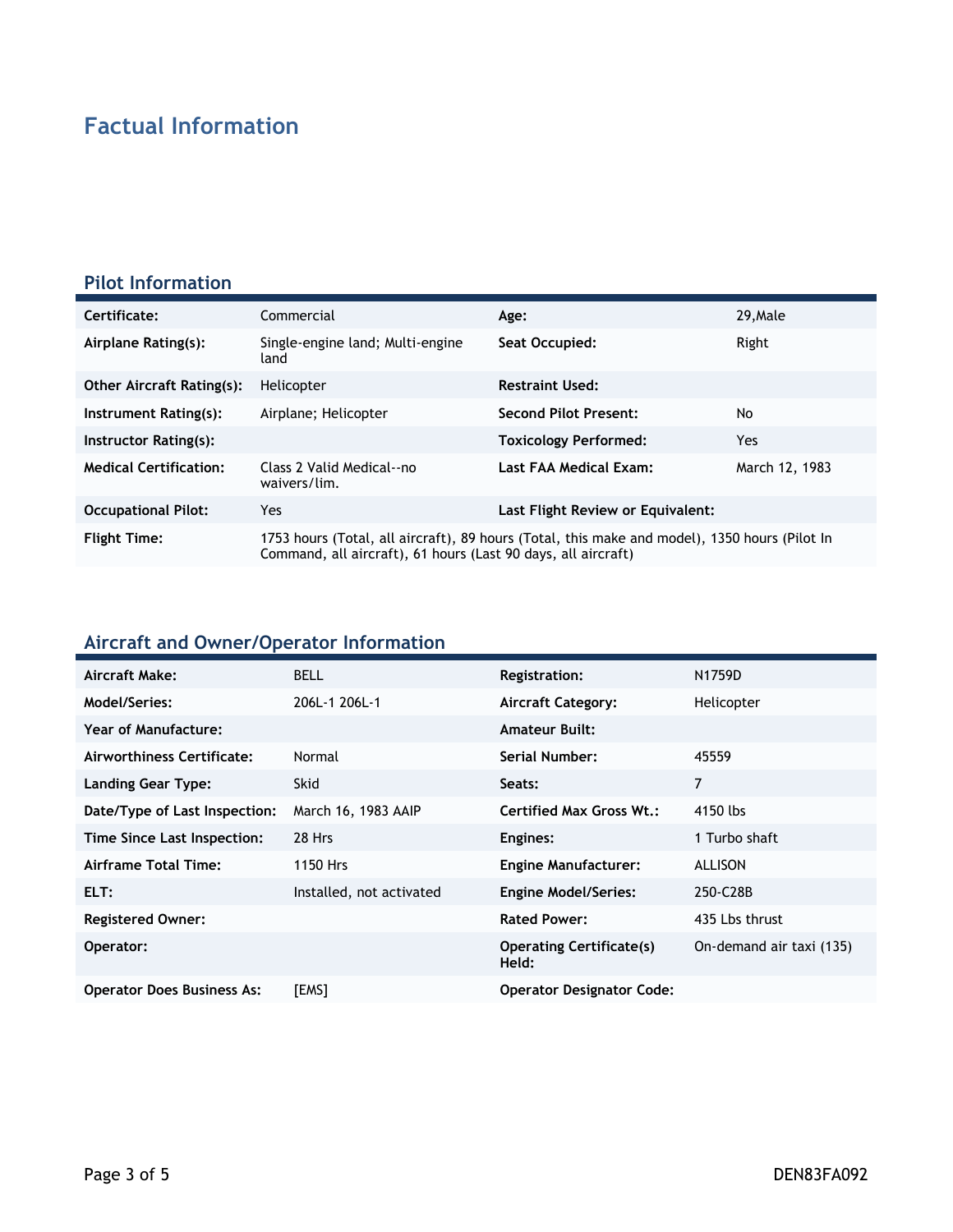# Factual Information

## Pilot Information

| Certificate: | Commercial | Age: | 29,Male |
|---|---|---|---|
| Airplane Rating(s): | Single-engine land; Multi-engine land | Seat Occupied: | Right |
| Other Aircraft Rating(s): | Helicopter | Restraint Used: | |
| Instrument Rating(s): | Airplane; Helicopter | Second Pilot Present: | No |
| Instructor Rating(s): | | Toxicology Performed: | Yes |
| Medical Certification: | Class 2 Valid Medical--no waivers/lim. | Last FAA Medical Exam: | March 12, 1983 |
| Occupational Pilot: | Yes | Last Flight Review or Equivalent: | |
| Flight Time: | 1753 hours (Total, all aircraft), 89 hours (Total, this make and model), 1350 hours (Pilot In Command, all aircraft), 61 hours (Last 90 days, all aircraft) | | |

## Aircraft and Owner/Operator Information

| Aircraft Make: | BELL | Registration: | N1759D |
|---|---|---|---|
| Model/Series: | 206L-1 206L-1 | Aircraft Category: | Helicopter |
| Year of Manufacture: | | Amateur Built: | |
| Airworthiness Certificate: | Normal | Serial Number: | 45559 |
| Landing Gear Type: | Skid | Seats: | 7 |
| Date/Type of Last Inspection: | March 16, 1983 AAIP | Certified Max Gross Wt.: | 4150 lbs |
| Time Since Last Inspection: | 28 Hrs | Engines: | 1 Turbo shaft |
| Airframe Total Time: | 1150 Hrs | Engine Manufacturer: | ALLISON |
| ELT: | Installed, not activated | Engine Model/Series: | 250-C28B |
| Registered Owner: | | Rated Power: | 435 Lbs thrust |
| Operator: | | Operating Certificate(s) Held: | On-demand air taxi (135) |
| Operator Does Business As: | [EMS] | Operator Designator Code: | |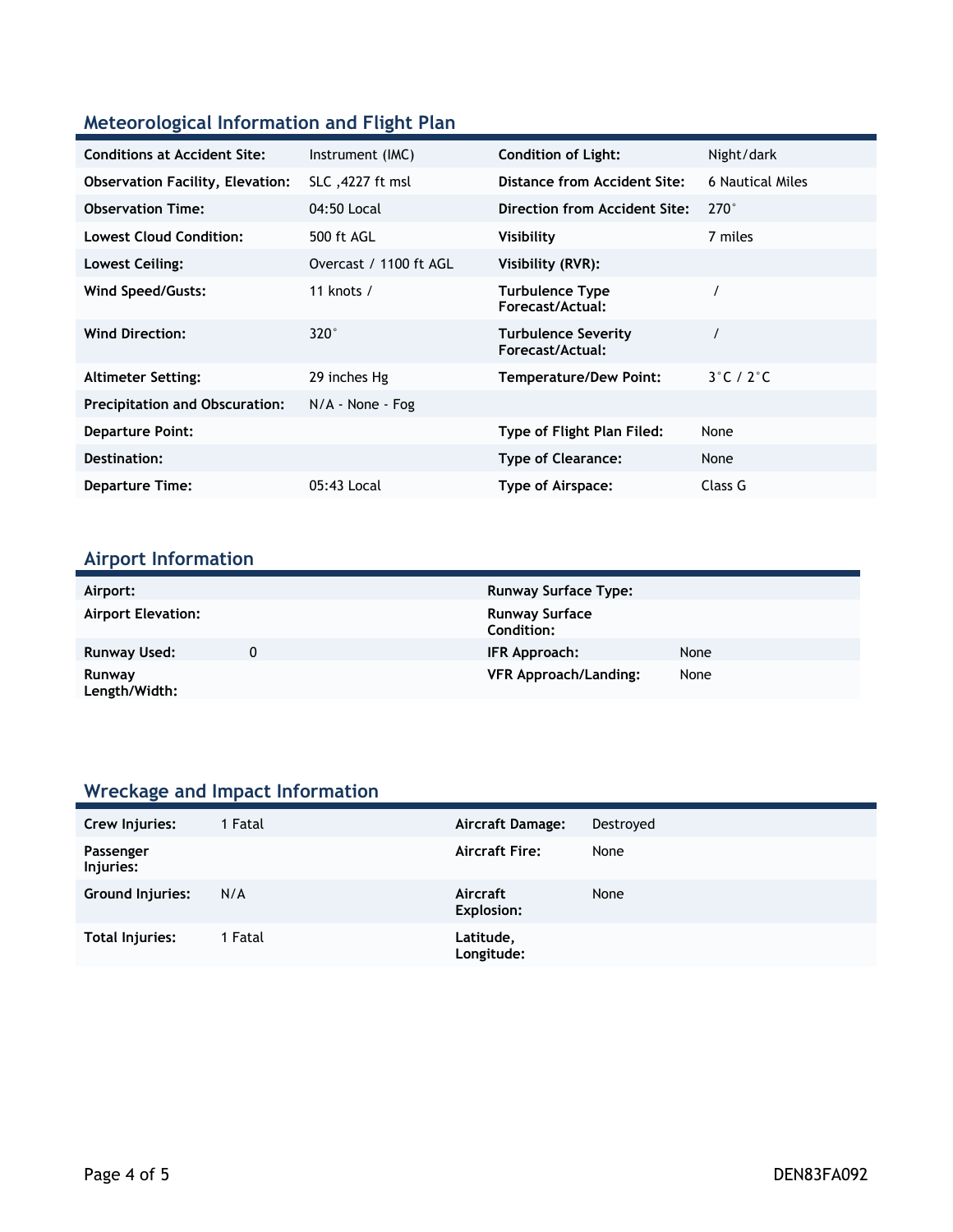## Meteorological Information and Flight Plan

| | | | |
|---|---|---|---|
| **Conditions at Accident Site:** | Instrument (IMC) | **Condition of Light:** | Night/dark |
| **Observation Facility, Elevation:** | SLC ,4227 ft msl | **Distance from Accident Site:** | 6 Nautical Miles |
| **Observation Time:** | 04:50 Local | **Direction from Accident Site:** | 270° |
| **Lowest Cloud Condition:** | 500 ft AGL | **Visibility** | 7 miles |
| **Lowest Ceiling:** | Overcast / 1100 ft AGL | **Visibility (RVR):** | |
| **Wind Speed/Gusts:** | 11 knots / | **Turbulence Type Forecast/Actual:** | / |
| **Wind Direction:** | 320° | **Turbulence Severity Forecast/Actual:** | / |
| **Altimeter Setting:** | 29 inches Hg | **Temperature/Dew Point:** | 3°C / 2°C |
| **Precipitation and Obscuration:** | N/A - None - Fog | | |
| **Departure Point:** | | **Type of Flight Plan Filed:** | None |
| **Destination:** | | **Type of Clearance:** | None |
| **Departure Time:** | 05:43 Local | **Type of Airspace:** | Class G |

## Airport Information

| | | | |
|---|---|---|---|
| **Airport:** | | **Runway Surface Type:** | |
| **Airport Elevation:** | | **Runway Surface Condition:** | |
| **Runway Used:** | 0 | **IFR Approach:** | None |
| **Runway Length/Width:** | | **VFR Approach/Landing:** | None |

## Wreckage and Impact Information

| | | | |
|---|---|---|---|
| **Crew Injuries:** | 1 Fatal | **Aircraft Damage:** | Destroyed |
| **Passenger Injuries:** | | **Aircraft Fire:** | None |
| **Ground Injuries:** | N/A | **Aircraft Explosion:** | None |
| **Total Injuries:** | 1 Fatal | **Latitude, Longitude:** | |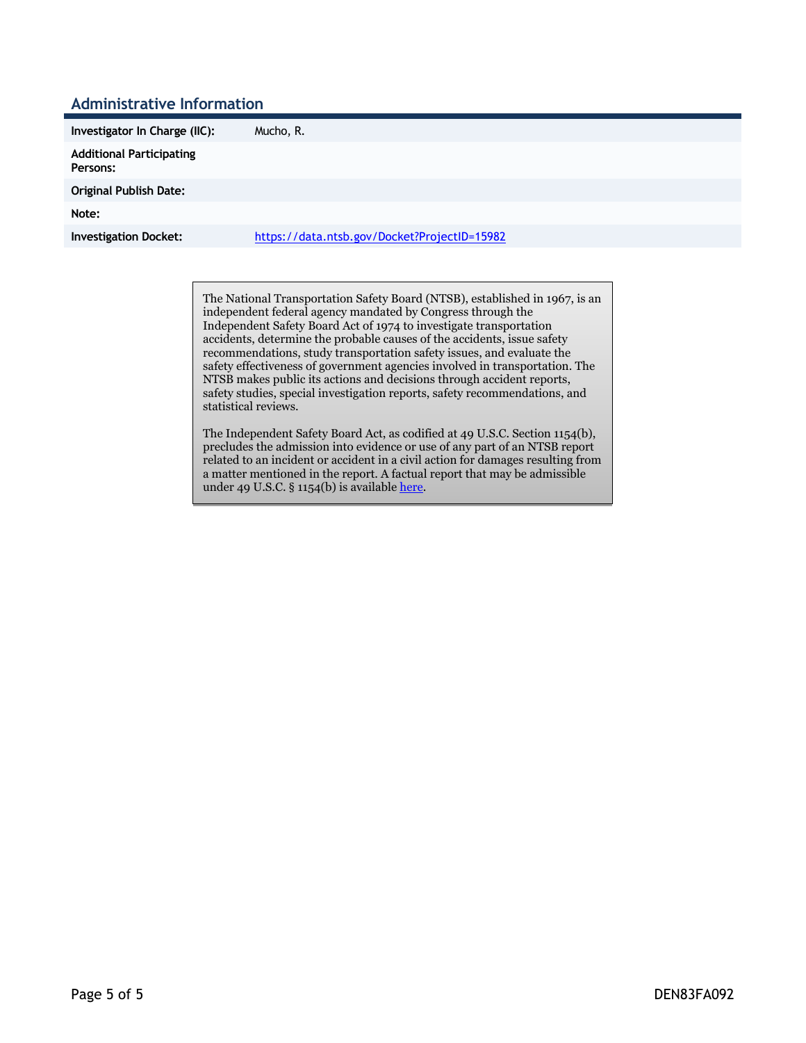## Administrative Information

| | |
|---|---|
| **Investigator In Charge (IIC):** | Mucho, R. |
| **Additional Participating Persons:** | |
| **Original Publish Date:** | |
| **Note:** | |
| **Investigation Docket:** | https://data.ntsb.gov/Docket?ProjectID=15982 |

The National Transportation Safety Board (NTSB), established in 1967, is an independent federal agency mandated by Congress through the Independent Safety Board Act of 1974 to investigate transportation accidents, determine the probable causes of the accidents, issue safety recommendations, study transportation safety issues, and evaluate the safety effectiveness of government agencies involved in transportation. The NTSB makes public its actions and decisions through accident reports, safety studies, special investigation reports, safety recommendations, and statistical reviews.

The Independent Safety Board Act, as codified at 49 U.S.C. Section 1154(b), precludes the admission into evidence or use of any part of an NTSB report related to an incident or accident in a civil action for damages resulting from a matter mentioned in the report. A factual report that may be admissible under 49 U.S.C. § 1154(b) is available here.